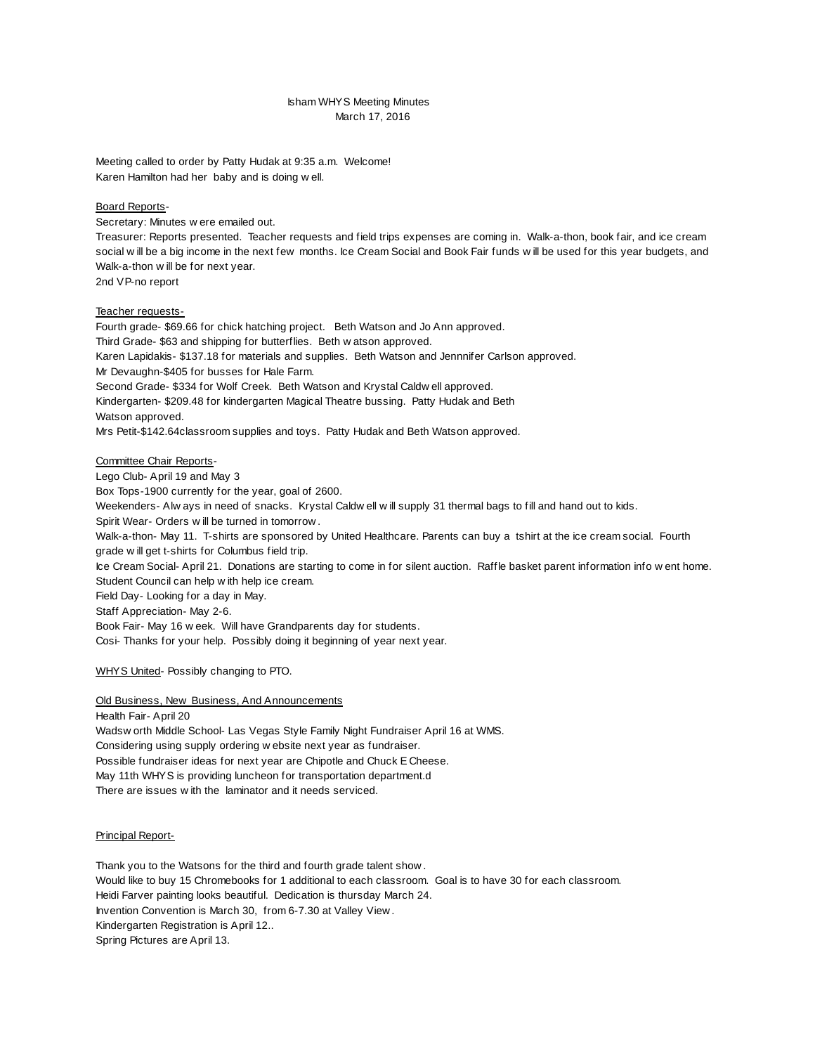# Isham WHYS Meeting Minutes
March 17, 2016

Meeting called to order by Patty Hudak at 9:35 a.m. Welcome!
Karen Hamilton had her baby and is doing well.

<u>Board Reports</u>-
Secretary: Minutes were emailed out.
Treasurer: Reports presented. Teacher requests and field trips expenses are coming in. Walk-a-thon, book fair, and ice cream social will be a big income in the next few months. Ice Cream Social and Book Fair funds will be used for this year budgets, and Walk-a-thon will be for next year.
2nd VP-no report

<u>Teacher requests-</u>
Fourth grade- $69.66 for chick hatching project. Beth Watson and Jo Ann approved.
Third Grade- $63 and shipping for butterflies. Beth watson approved.
Karen Lapidakis- $137.18 for materials and supplies. Beth Watson and Jennnifer Carlson approved.
Mr Devaughn-$405 for busses for Hale Farm.
Second Grade- $334 for Wolf Creek. Beth Watson and Krystal Caldwell approved.
Kindergarten- $209.48 for kindergarten Magical Theatre bussing. Patty Hudak and Beth Watson approved.
Mrs Petit-$142.64classroom supplies and toys. Patty Hudak and Beth Watson approved.

<u>Committee Chair Reports</u>-
Lego Club- April 19 and May 3
Box Tops-1900 currently for the year, goal of 2600.
Weekenders- Always in need of snacks. Krystal Caldwell will supply 31 thermal bags to fill and hand out to kids.
Spirit Wear- Orders will be turned in tomorrow.
Walk-a-thon- May 11. T-shirts are sponsored by United Healthcare. Parents can buy a tshirt at the ice cream social. Fourth grade will get t-shirts for Columbus field trip.
Ice Cream Social- April 21. Donations are starting to come in for silent auction. Raffle basket parent information info went home. Student Council can help with help ice cream.
Field Day- Looking for a day in May.
Staff Appreciation- May 2-6.
Book Fair- May 16 week. Will have Grandparents day for students.
Cosi- Thanks for your help. Possibly doing it beginning of year next year.

<u>WHYS United</u>- Possibly changing to PTO.

<u>Old Business, New Business, And Announcements</u>
Health Fair- April 20
Wadsworth Middle School- Las Vegas Style Family Night Fundraiser April 16 at WMS.
Considering using supply ordering website next year as fundraiser.
Possible fundraiser ideas for next year are Chipotle and Chuck E Cheese.
May 11th WHYS is providing luncheon for transportation department.d
There are issues with the laminator and it needs serviced.

<u>Principal Report-</u>

Thank you to the Watsons for the third and fourth grade talent show.
Would like to buy 15 Chromebooks for 1 additional to each classroom. Goal is to have 30 for each classroom.
Heidi Farver painting looks beautiful. Dedication is thursday March 24.
Invention Convention is March 30, from 6-7.30 at Valley View.
Kindergarten Registration is April 12..
Spring Pictures are April 13.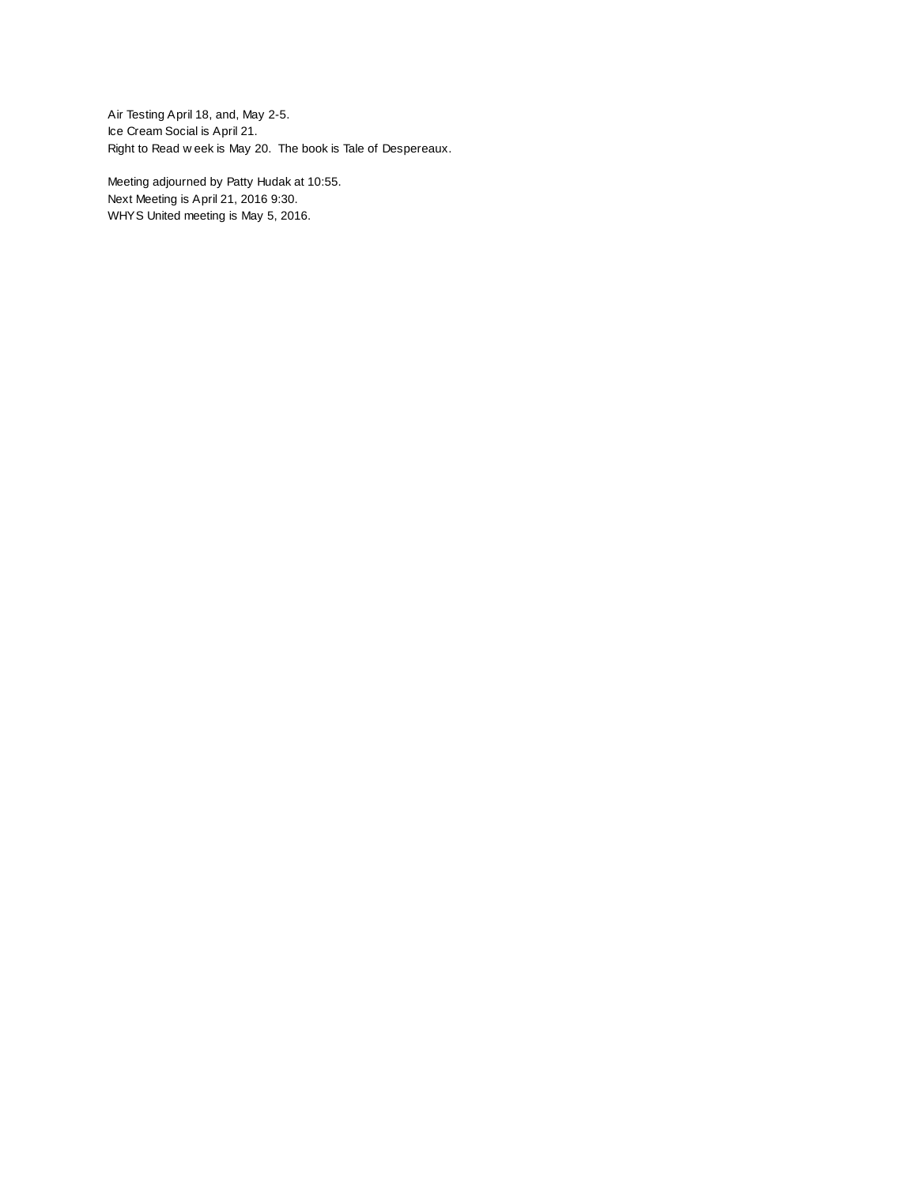Air Testing April 18, and, May 2-5.
Ice Cream Social is April 21.
Right to Read w eek is May 20. The book is Tale of Despereaux.

Meeting adjourned by Patty Hudak at 10:55.
Next Meeting is April 21, 2016 9:30.
WHYS United meeting is May 5, 2016.